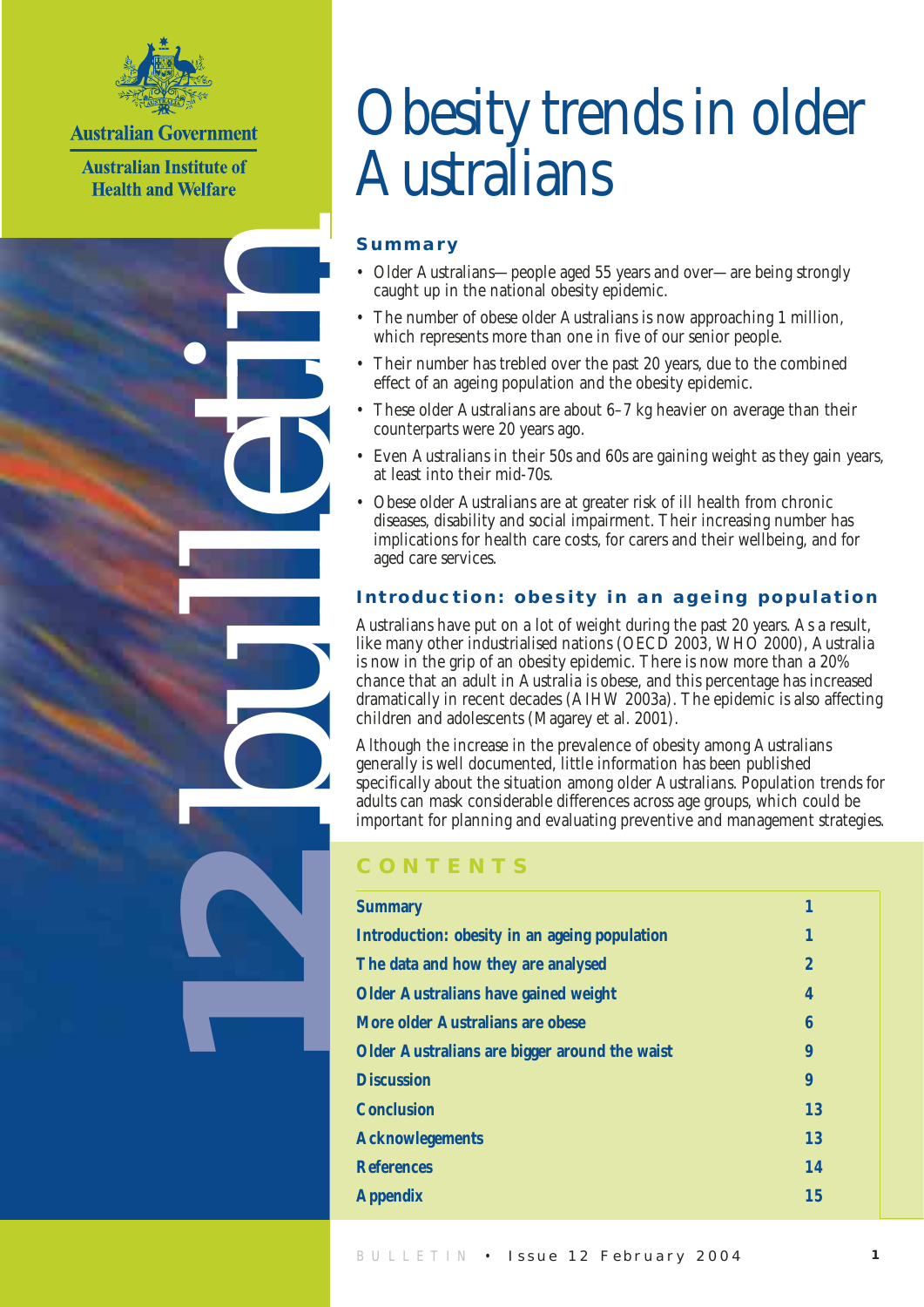Australian Government

Australian Institute of Health and Welfare

12 bulletin

# Obesity trends in older Australians

## Summary

- Older Australians—people aged 55 years and over—are being strongly caught up in the national obesity epidemic.
- The number of obese older Australians is now approaching 1 million, which represents more than one in five of our senior people.
- Their number has trebled over the past 20 years, due to the combined effect of an ageing population and the obesity epidemic.
- These older Australians are about 6–7 kg heavier on average than their counterparts were 20 years ago.
- Even Australians in their 50s and 60s are gaining weight as they gain years, at least into their mid-70s.
- Obese older Australians are at greater risk of ill health from chronic diseases, disability and social impairment. Their increasing number has implications for health care costs, for carers and their wellbeing, and for aged care services.

## Introduction: obesity in an ageing population

Australians have put on a lot of weight during the past 20 years. As a result, like many other industrialised nations (OECD 2003, WHO 2000), Australia is now in the grip of an obesity epidemic. There is now more than a 20% chance that an adult in Australia is obese, and this percentage has increased dramatically in recent decades (AIHW 2003a). The epidemic is also affecting children and adolescents (Magarey et al. 2001).

Although the increase in the prevalence of obesity among Australians generally is well documented, little information has been published specifically about the situation among older Australians. Population trends for adults can mask considerable differences across age groups, which could be important for planning and evaluating preventive and management strategies.

## CONTENTS

| | |
|---|---|
| **Summary** | **1** |
| **Introduction: obesity in an ageing population** | **1** |
| **The data and how they are analysed** | **2** |
| **Older Australians have gained weight** | **4** |
| **More older Australians are obese** | **6** |
| **Older Australians are bigger around the waist** | **9** |
| **Discussion** | **9** |
| **Conclusion** | **13** |
| **Acknowledgements** | **13** |
| **References** | **14** |
| **Appendix** | **15** |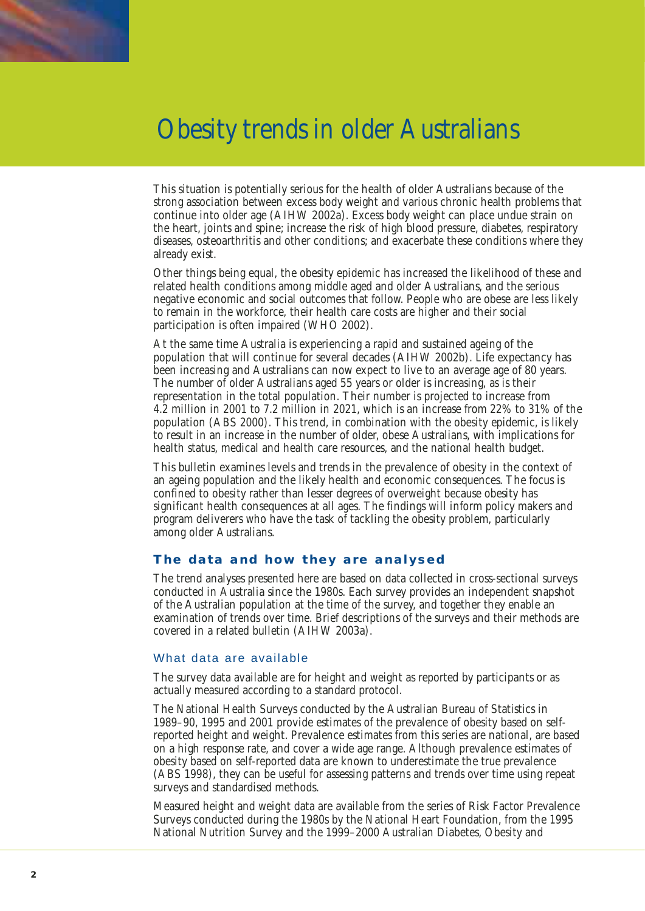# Obesity trends in older Australians

This situation is potentially serious for the health of older Australians because of the strong association between excess body weight and various chronic health problems that continue into older age (AIHW 2002a). Excess body weight can place undue strain on the heart, joints and spine; increase the risk of high blood pressure, diabetes, respiratory diseases, osteoarthritis and other conditions; and exacerbate these conditions where they already exist.

Other things being equal, the obesity epidemic has increased the likelihood of these and related health conditions among middle aged and older Australians, and the serious negative economic and social outcomes that follow. People who are obese are less likely to remain in the workforce, their health care costs are higher and their social participation is often impaired (WHO 2002).

At the same time Australia is experiencing a rapid and sustained ageing of the population that will continue for several decades (AIHW 2002b). Life expectancy has been increasing and Australians can now expect to live to an average age of 80 years. The number of older Australians aged 55 years or older is increasing, as is their representation in the total population. Their number is projected to increase from 4.2 million in 2001 to 7.2 million in 2021, which is an increase from 22% to 31% of the population (ABS 2000). This trend, in combination with the obesity epidemic, is likely to result in an increase in the number of older, obese Australians, with implications for health status, medical and health care resources, and the national health budget.

This bulletin examines levels and trends in the prevalence of obesity in the context of an ageing population and the likely health and economic consequences. The focus is confined to obesity rather than lesser degrees of overweight because obesity has significant health consequences at all ages. The findings will inform policy makers and program deliverers who have the task of tackling the obesity problem, particularly among older Australians.

## The data and how they are analysed

The trend analyses presented here are based on data collected in cross-sectional surveys conducted in Australia since the 1980s. Each survey provides an independent snapshot of the Australian population at the time of the survey, and together they enable an examination of trends over time. Brief descriptions of the surveys and their methods are covered in a related bulletin (AIHW 2003a).

### What data are available

The survey data available are for height and weight as reported by participants or as actually measured according to a standard protocol.

The National Health Surveys conducted by the Australian Bureau of Statistics in 1989–90, 1995 and 2001 provide estimates of the prevalence of obesity based on self-reported height and weight. Prevalence estimates from this series are national, are based on a high response rate, and cover a wide age range. Although prevalence estimates of obesity based on self-reported data are known to underestimate the true prevalence (ABS 1998), they can be useful for assessing patterns and trends over time using repeat surveys and standardised methods.

Measured height and weight data are available from the series of Risk Factor Prevalence Surveys conducted during the 1980s by the National Heart Foundation, from the 1995 National Nutrition Survey and the 1999–2000 Australian Diabetes, Obesity and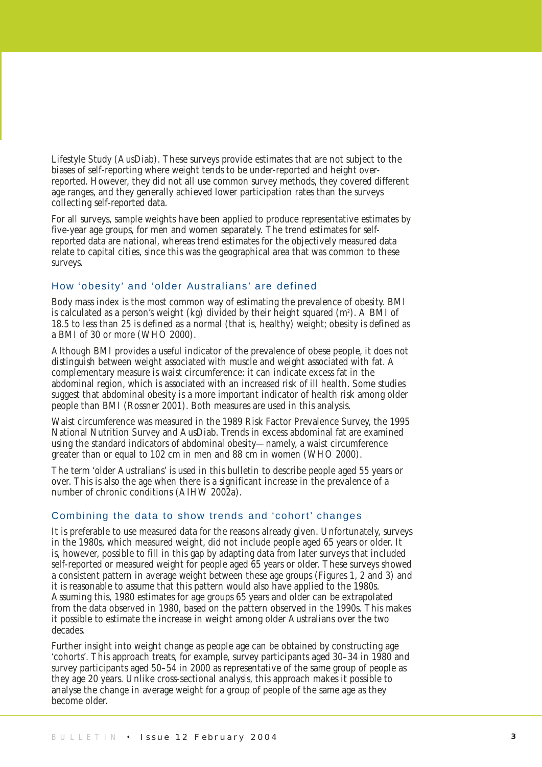Lifestyle Study (AusDiab). These surveys provide estimates that are not subject to the biases of self-reporting where weight tends to be under-reported and height over-reported. However, they did not all use common survey methods, they covered different age ranges, and they generally achieved lower participation rates than the surveys collecting self-reported data.

For all surveys, sample weights have been applied to produce representative estimates by five-year age groups, for men and women separately. The trend estimates for self-reported data are national, whereas trend estimates for the objectively measured data relate to capital cities, since this was the geographical area that was common to these surveys.

## How 'obesity' and 'older Australians' are defined

Body mass index is the most common way of estimating the prevalence of obesity. BMI is calculated as a person's weight (kg) divided by their height squared ($m^2$). A BMI of 18.5 to less than 25 is defined as a normal (that is, healthy) weight; obesity is defined as a BMI of 30 or more (WHO 2000).

Although BMI provides a useful indicator of the prevalence of obese people, it does not distinguish between weight associated with muscle and weight associated with fat. A complementary measure is waist circumference: it can indicate excess fat in the abdominal region, which is associated with an increased risk of ill health. Some studies suggest that abdominal obesity is a more important indicator of health risk among older people than BMI (Rossner 2001). Both measures are used in this analysis.

Waist circumference was measured in the 1989 Risk Factor Prevalence Survey, the 1995 National Nutrition Survey and AusDiab. Trends in excess abdominal fat are examined using the standard indicators of abdominal obesity—namely, a waist circumference greater than or equal to 102 cm in men and 88 cm in women (WHO 2000).

The term 'older Australians' is used in this bulletin to describe people aged 55 years or over. This is also the age when there is a significant increase in the prevalence of a number of chronic conditions (AIHW 2002a).

## Combining the data to show trends and 'cohort' changes

It is preferable to use measured data for the reasons already given. Unfortunately, surveys in the 1980s, which measured weight, did not include people aged 65 years or older. It is, however, possible to fill in this gap by adapting data from later surveys that included self-reported or measured weight for people aged 65 years or older. These surveys showed a consistent pattern in average weight between these age groups (Figures 1, 2 and 3) and it is reasonable to assume that this pattern would also have applied to the 1980s. Assuming this, 1980 estimates for age groups 65 years and older can be extrapolated from the data observed in 1980, based on the pattern observed in the 1990s. This makes it possible to estimate the increase in weight among older Australians over the two decades.

Further insight into weight change as people age can be obtained by constructing age 'cohorts'. This approach treats, for example, survey participants aged 30–34 in 1980 and survey participants aged 50–54 in 2000 as representative of the same group of people as they age 20 years. Unlike cross-sectional analysis, this approach makes it possible to analyse the change in average weight for a group of people of the same age as they become older.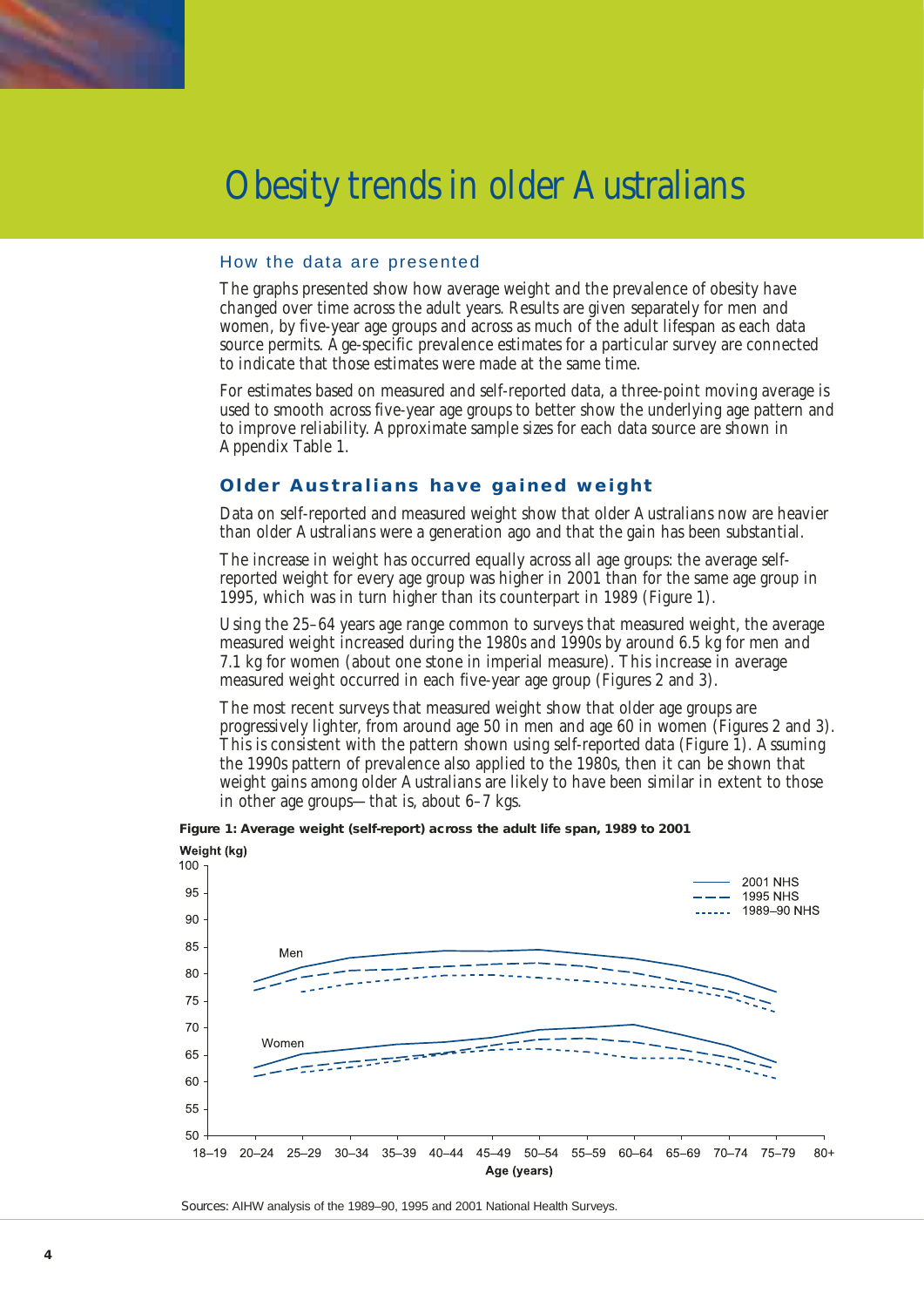# Obesity trends in older Australians

## How the data are presented

The graphs presented show how average weight and the prevalence of obesity have changed over time across the adult years. Results are given separately for men and women, by five-year age groups and across as much of the adult lifespan as each data source permits. Age-specific prevalence estimates for a particular survey are connected to indicate that those estimates were made at the same time.

For estimates based on measured and self-reported data, a three-point moving average is used to smooth across five-year age groups to better show the underlying age pattern and to improve reliability. Approximate sample sizes for each data source are shown in Appendix Table 1.

## Older Australians have gained weight

Data on self-reported and measured weight show that older Australians now are heavier than older Australians were a generation ago and that the gain has been substantial.

The increase in weight has occurred equally across all age groups: the average self-reported weight for every age group was higher in 2001 than for the same age group in 1995, which was in turn higher than its counterpart in 1989 (Figure 1).

Using the 25–64 years age range common to surveys that measured weight, the average measured weight increased during the 1980s and 1990s by around 6.5 kg for men and 7.1 kg for women (about one stone in imperial measure). This increase in average measured weight occurred in each five-year age group (Figures 2 and 3).

The most recent surveys that measured weight show that older age groups are progressively lighter, from around age 50 in men and age 60 in women (Figures 2 and 3). This is consistent with the pattern shown using self-reported data (Figure 1). Assuming the 1990s pattern of prevalence also applied to the 1980s, then it can be shown that weight gains among older Australians are likely to have been similar in extent to those in other age groups—that is, about 6–7 kgs.

**Figure 1: Average weight (self-report) across the adult life span, 1989 to 2001**

Sources: AIHW analysis of the 1989–90, 1995 and 2001 National Health Surveys.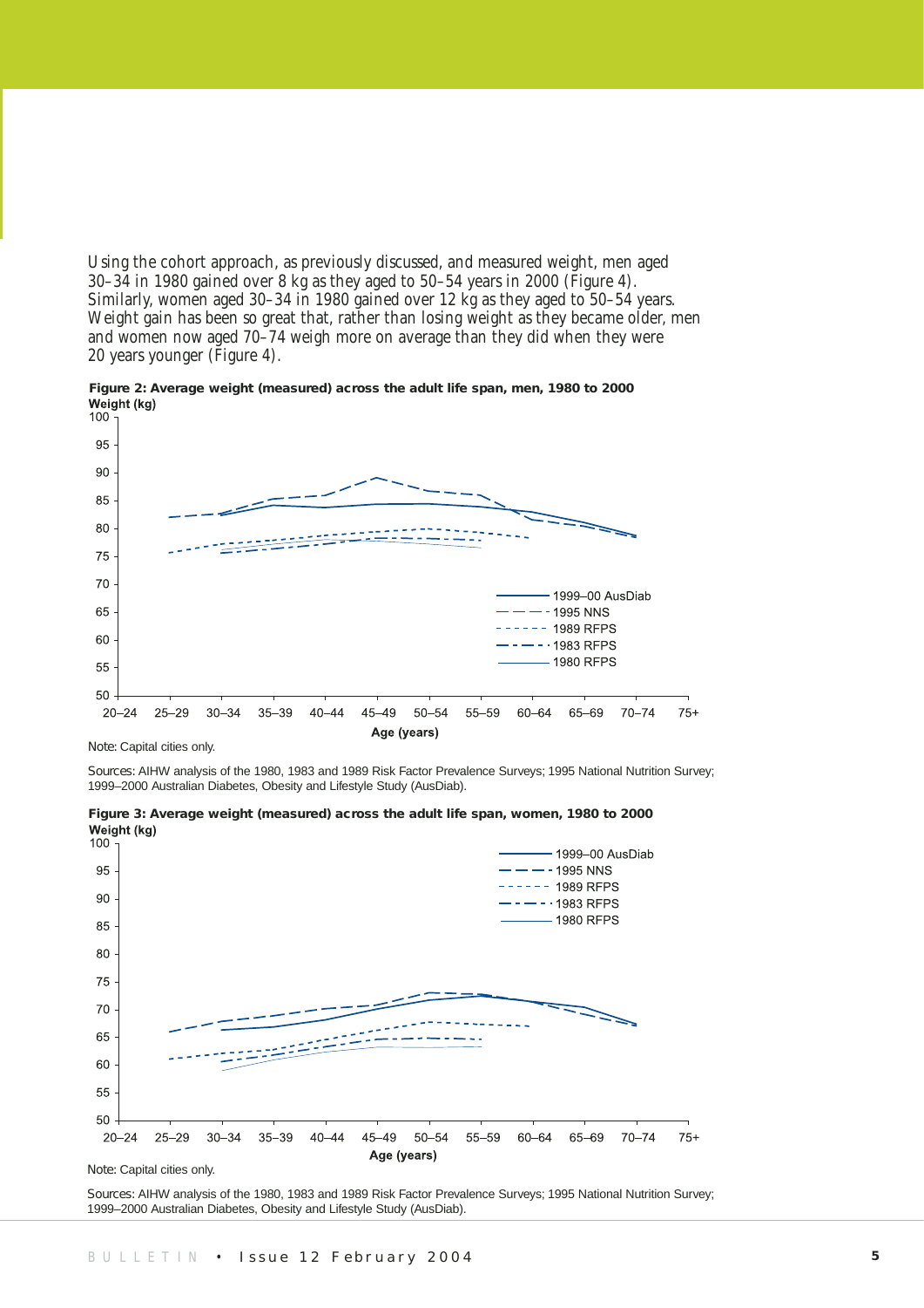Using the cohort approach, as previously discussed, and measured weight, men aged 30–34 in 1980 gained over 8 kg as they aged to 50–54 years in 2000 (Figure 4). Similarly, women aged 30–34 in 1980 gained over 12 kg as they aged to 50–54 years. Weight gain has been so great that, rather than losing weight as they became older, men and women now aged 70–74 weigh more on average than they did when they were 20 years younger (Figure 4).

**Figure 2: Average weight (measured) across the adult life span, men, 1980 to 2000**

Note: Capital cities only.

Sources: AIHW analysis of the 1980, 1983 and 1989 Risk Factor Prevalence Surveys; 1995 National Nutrition Survey; 1999–2000 Australian Diabetes, Obesity and Lifestyle Study (AusDiab).

**Figure 3: Average weight (measured) across the adult life span, women, 1980 to 2000**

Note: Capital cities only.

Sources: AIHW analysis of the 1980, 1983 and 1989 Risk Factor Prevalence Surveys; 1995 National Nutrition Survey; 1999–2000 Australian Diabetes, Obesity and Lifestyle Study (AusDiab).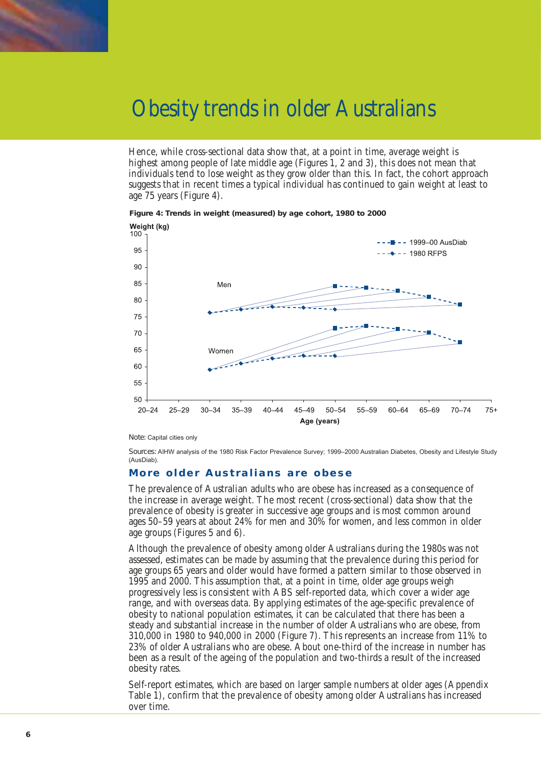# Obesity trends in older Australians

Hence, while cross-sectional data show that, at a point in time, average weight is highest among people of late middle age (Figures 1, 2 and 3), this does not mean that individuals tend to lose weight as they grow older than this. In fact, the cohort approach suggests that in recent times a typical individual has continued to gain weight at least to age 75 years (Figure 4).

**Figure 4: Trends in weight (measured) by age cohort, 1980 to 2000**

Note: Capital cities only

Sources: AIHW analysis of the 1980 Risk Factor Prevalence Survey; 1999–2000 Australian Diabetes, Obesity and Lifestyle Study (AusDiab).

## More older Australians are obese

The prevalence of Australian adults who are obese has increased as a consequence of the increase in average weight. The most recent (cross-sectional) data show that the prevalence of obesity is greater in successive age groups and is most common around ages 50–59 years at about 24% for men and 30% for women, and less common in older age groups (Figures 5 and 6).

Although the prevalence of obesity among older Australians during the 1980s was not assessed, estimates can be made by assuming that the prevalence during this period for age groups 65 years and older would have formed a pattern similar to those observed in 1995 and 2000. This assumption that, at a point in time, older age groups weigh progressively less is consistent with ABS self-reported data, which cover a wider age range, and with overseas data. By applying estimates of the age-specific prevalence of obesity to national population estimates, it can be calculated that there has been a steady and substantial increase in the number of older Australians who are obese, from 310,000 in 1980 to 940,000 in 2000 (Figure 7). This represents an increase from 11% to 23% of older Australians who are obese. About one-third of the increase in number has been as a result of the ageing of the population and two-thirds a result of the increased obesity rates.

Self-report estimates, which are based on larger sample numbers at older ages (Appendix Table 1), confirm that the prevalence of obesity among older Australians has increased over time.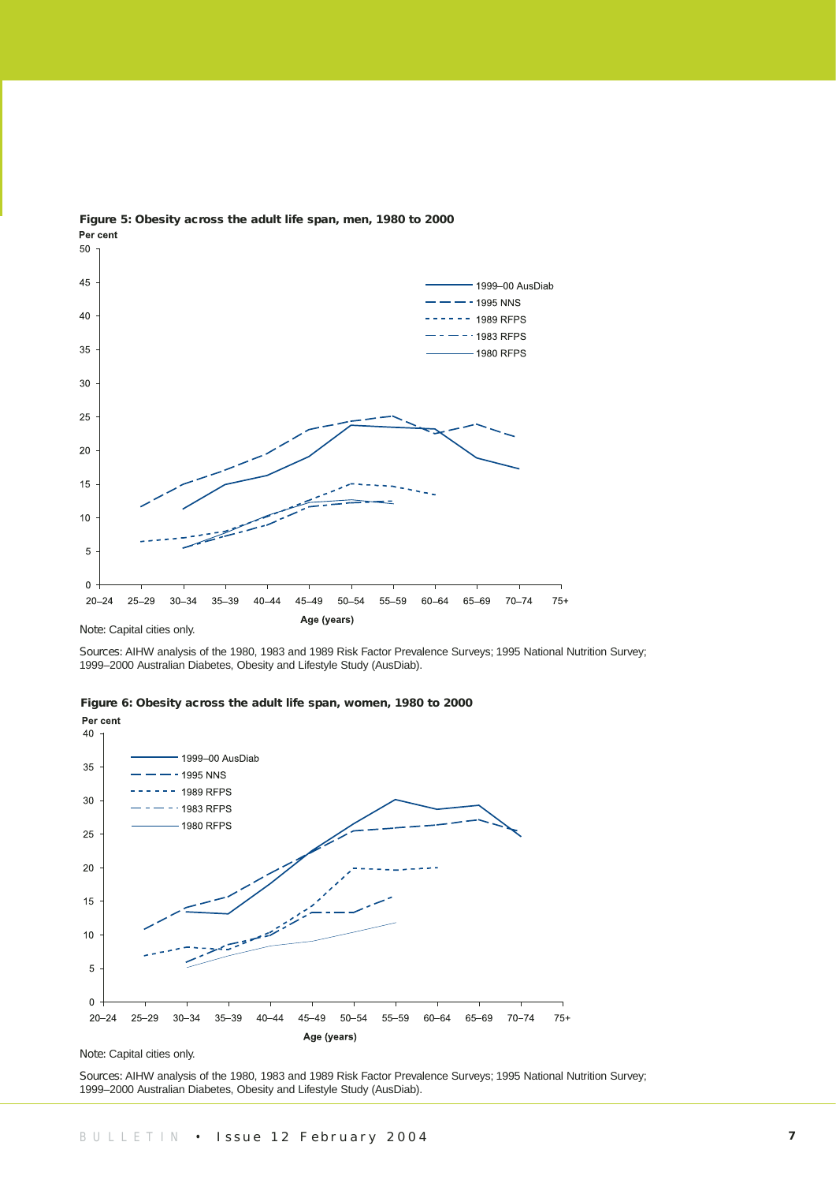**Figure 5: Obesity across the adult life span, men, 1980 to 2000**

Note: Capital cities only.

Sources: AIHW analysis of the 1980, 1983 and 1989 Risk Factor Prevalence Surveys; 1995 National Nutrition Survey; 1999–2000 Australian Diabetes, Obesity and Lifestyle Study (AusDiab).

**Figure 6: Obesity across the adult life span, women, 1980 to 2000**

Note: Capital cities only.

Sources: AIHW analysis of the 1980, 1983 and 1989 Risk Factor Prevalence Surveys; 1995 National Nutrition Survey; 1999–2000 Australian Diabetes, Obesity and Lifestyle Study (AusDiab).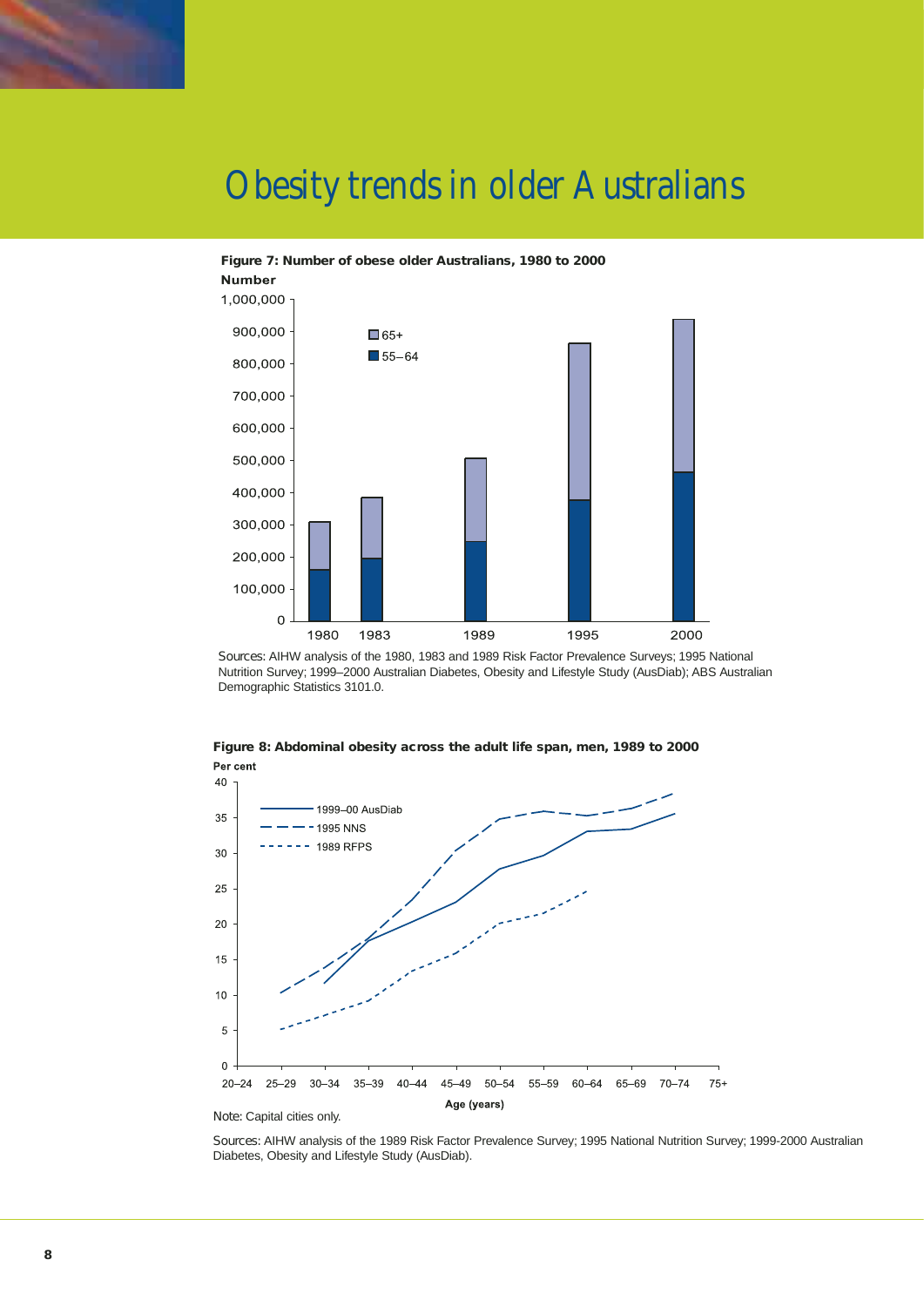# Obesity trends in older Australians

**Figure 7: Number of obese older Australians, 1980 to 2000**

Sources: AIHW analysis of the 1980, 1983 and 1989 Risk Factor Prevalence Surveys; 1995 National Nutrition Survey; 1999–2000 Australian Diabetes, Obesity and Lifestyle Study (AusDiab); ABS Australian Demographic Statistics 3101.0.

**Figure 8: Abdominal obesity across the adult life span, men, 1989 to 2000**

Note: Capital cities only.

Sources: AIHW analysis of the 1989 Risk Factor Prevalence Survey; 1995 National Nutrition Survey; 1999-2000 Australian Diabetes, Obesity and Lifestyle Study (AusDiab).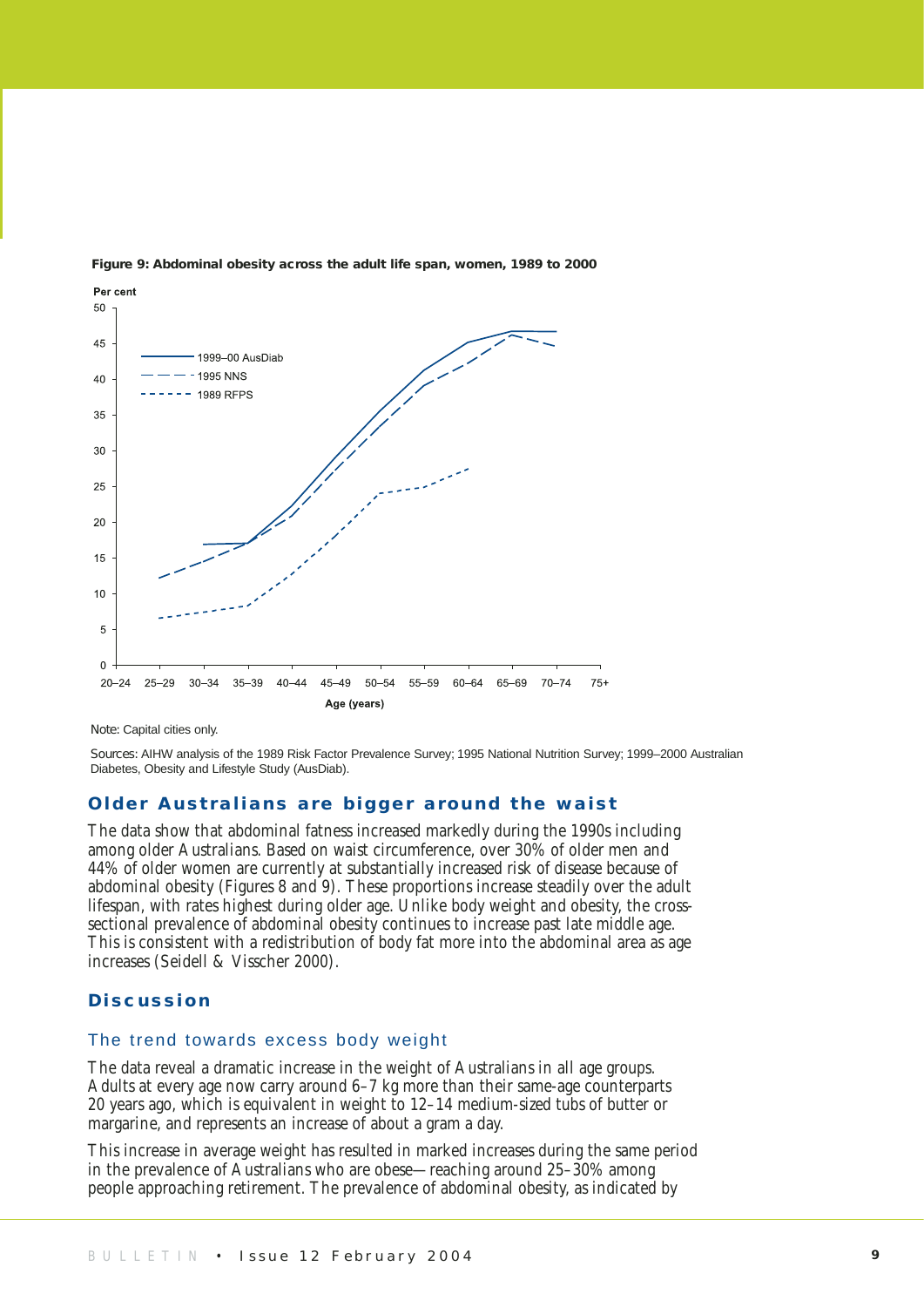**Figure 9: Abdominal obesity across the adult life span, women, 1989 to 2000**

Note: Capital cities only.

Sources: AIHW analysis of the 1989 Risk Factor Prevalence Survey; 1995 National Nutrition Survey; 1999–2000 Australian Diabetes, Obesity and Lifestyle Study (AusDiab).

## Older Australians are bigger around the waist

The data show that abdominal fatness increased markedly during the 1990s including among older Australians. Based on waist circumference, over 30% of older men and 44% of older women are currently at substantially increased risk of disease because of abdominal obesity (Figures 8 and 9). These proportions increase steadily over the adult lifespan, with rates highest during older age. Unlike body weight and obesity, the cross-sectional prevalence of abdominal obesity continues to increase past late middle age. This is consistent with a redistribution of body fat more into the abdominal area as age increases (Seidell & Visscher 2000).

## Discussion

### The trend towards excess body weight

The data reveal a dramatic increase in the weight of Australians in all age groups. Adults at every age now carry around 6–7 kg more than their same-age counterparts 20 years ago, which is equivalent in weight to 12–14 medium-sized tubs of butter or margarine, and represents an increase of about a gram a day.

This increase in average weight has resulted in marked increases during the same period in the prevalence of Australians who are obese—reaching around 25–30% among people approaching retirement. The prevalence of abdominal obesity, as indicated by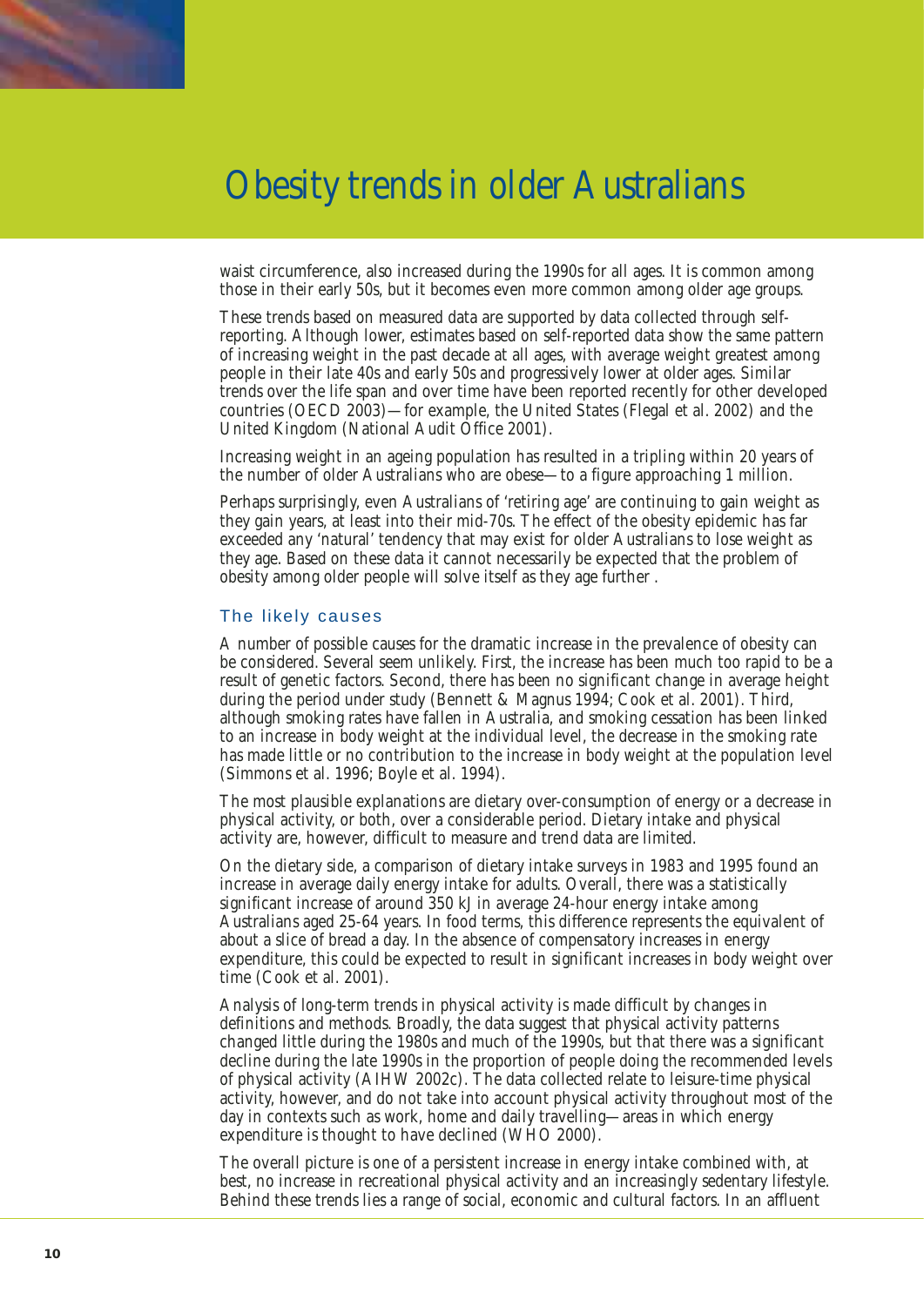# Obesity trends in older Australians

waist circumference, also increased during the 1990s for all ages. It is common among those in their early 50s, but it becomes even more common among older age groups.

These trends based on measured data are supported by data collected through self-reporting. Although lower, estimates based on self-reported data show the same pattern of increasing weight in the past decade at all ages, with average weight greatest among people in their late 40s and early 50s and progressively lower at older ages. Similar trends over the life span and over time have been reported recently for other developed countries (OECD 2003)—for example, the United States (Flegal et al. 2002) and the United Kingdom (National Audit Office 2001).

Increasing weight in an ageing population has resulted in a tripling within 20 years of the number of older Australians who are obese—to a figure approaching 1 million.

Perhaps surprisingly, even Australians of 'retiring age' are continuing to gain weight as they gain years, at least into their mid-70s. The effect of the obesity epidemic has far exceeded any 'natural' tendency that may exist for older Australians to lose weight as they age. Based on these data it cannot necessarily be expected that the problem of obesity among older people will solve itself as they age further .

## The likely causes

A number of possible causes for the dramatic increase in the prevalence of obesity can be considered. Several seem unlikely. First, the increase has been much too rapid to be a result of genetic factors. Second, there has been no significant change in average height during the period under study (Bennett & Magnus 1994; Cook et al. 2001). Third, although smoking rates have fallen in Australia, and smoking cessation has been linked to an increase in body weight at the individual level, the decrease in the smoking rate has made little or no contribution to the increase in body weight at the population level (Simmons et al. 1996; Boyle et al. 1994).

The most plausible explanations are dietary over-consumption of energy or a decrease in physical activity, or both, over a considerable period. Dietary intake and physical activity are, however, difficult to measure and trend data are limited.

On the dietary side, a comparison of dietary intake surveys in 1983 and 1995 found an increase in average daily energy intake for adults. Overall, there was a statistically significant increase of around 350 kJ in average 24-hour energy intake among Australians aged 25-64 years. In food terms, this difference represents the equivalent of about a slice of bread a day. In the absence of compensatory increases in energy expenditure, this could be expected to result in significant increases in body weight over time (Cook et al. 2001).

Analysis of long-term trends in physical activity is made difficult by changes in definitions and methods. Broadly, the data suggest that physical activity patterns changed little during the 1980s and much of the 1990s, but that there was a significant decline during the late 1990s in the proportion of people doing the recommended levels of physical activity (AIHW 2002c). The data collected relate to leisure-time physical activity, however, and do not take into account physical activity throughout most of the day in contexts such as work, home and daily travelling—areas in which energy expenditure is thought to have declined (WHO 2000).

The overall picture is one of a persistent increase in energy intake combined with, at best, no increase in recreational physical activity and an increasingly sedentary lifestyle. Behind these trends lies a range of social, economic and cultural factors. In an affluent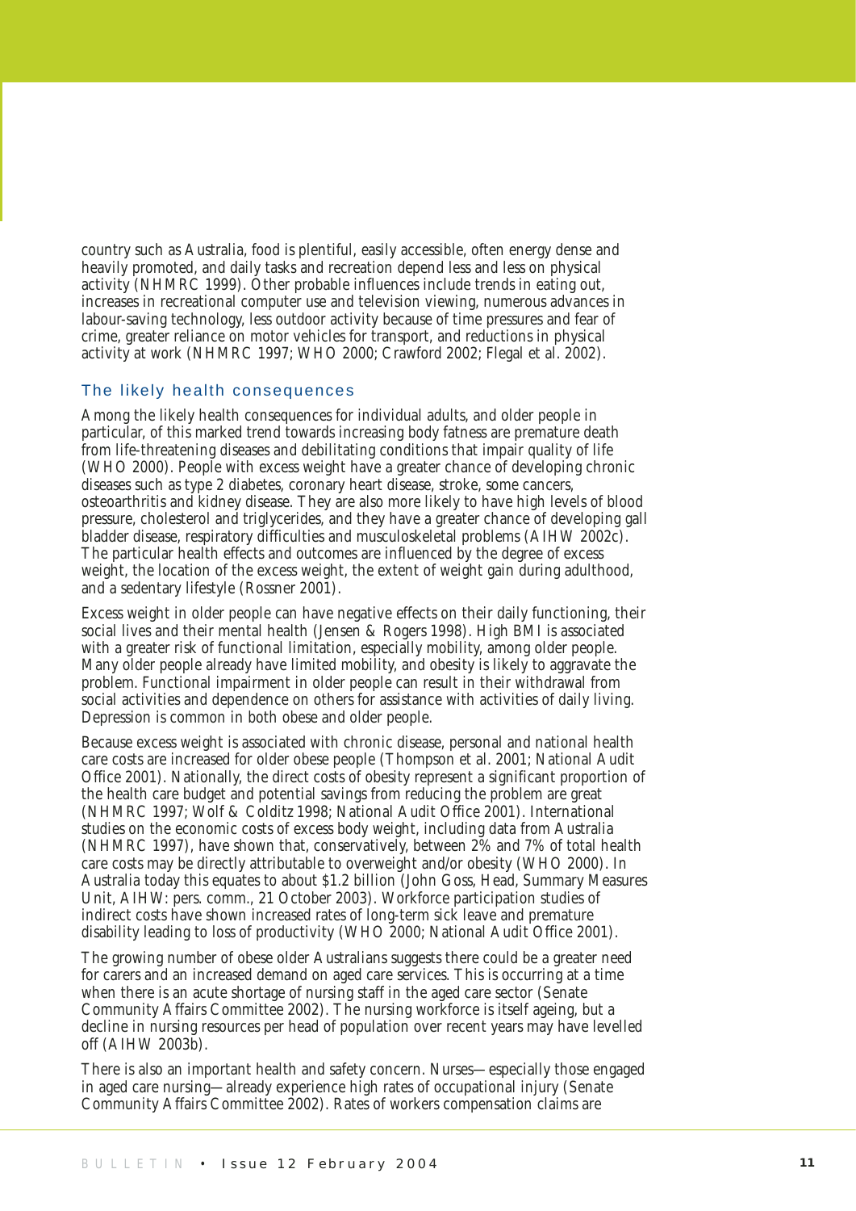country such as Australia, food is plentiful, easily accessible, often energy dense and heavily promoted, and daily tasks and recreation depend less and less on physical activity (NHMRC 1999). Other probable influences include trends in eating out, increases in recreational computer use and television viewing, numerous advances in labour-saving technology, less outdoor activity because of time pressures and fear of crime, greater reliance on motor vehicles for transport, and reductions in physical activity at work (NHMRC 1997; WHO 2000; Crawford 2002; Flegal et al. 2002).

### The likely health consequences

Among the likely health consequences for individual adults, and older people in particular, of this marked trend towards increasing body fatness are premature death from life-threatening diseases and debilitating conditions that impair quality of life (WHO 2000). People with excess weight have a greater chance of developing chronic diseases such as type 2 diabetes, coronary heart disease, stroke, some cancers, osteoarthritis and kidney disease. They are also more likely to have high levels of blood pressure, cholesterol and triglycerides, and they have a greater chance of developing gall bladder disease, respiratory difficulties and musculoskeletal problems (AIHW 2002c). The particular health effects and outcomes are influenced by the degree of excess weight, the location of the excess weight, the extent of weight gain during adulthood, and a sedentary lifestyle (Rossner 2001).

Excess weight in older people can have negative effects on their daily functioning, their social lives and their mental health (Jensen & Rogers 1998). High BMI is associated with a greater risk of functional limitation, especially mobility, among older people. Many older people already have limited mobility, and obesity is likely to aggravate the problem. Functional impairment in older people can result in their withdrawal from social activities and dependence on others for assistance with activities of daily living. Depression is common in both obese and older people.

Because excess weight is associated with chronic disease, personal and national health care costs are increased for older obese people (Thompson et al. 2001; National Audit Office 2001). Nationally, the direct costs of obesity represent a significant proportion of the health care budget and potential savings from reducing the problem are great (NHMRC 1997; Wolf & Colditz 1998; National Audit Office 2001). International studies on the economic costs of excess body weight, including data from Australia (NHMRC 1997), have shown that, conservatively, between 2% and 7% of total health care costs may be directly attributable to overweight and/or obesity (WHO 2000). In Australia today this equates to about $1.2 billion (John Goss, Head, Summary Measures Unit, AIHW: pers. comm., 21 October 2003). Workforce participation studies of indirect costs have shown increased rates of long-term sick leave and premature disability leading to loss of productivity (WHO 2000; National Audit Office 2001).

The growing number of obese older Australians suggests there could be a greater need for carers and an increased demand on aged care services. This is occurring at a time when there is an acute shortage of nursing staff in the aged care sector (Senate Community Affairs Committee 2002). The nursing workforce is itself ageing, but a decline in nursing resources per head of population over recent years may have levelled off (AIHW 2003b).

There is also an important health and safety concern. Nurses—especially those engaged in aged care nursing—already experience high rates of occupational injury (Senate Community Affairs Committee 2002). Rates of workers compensation claims are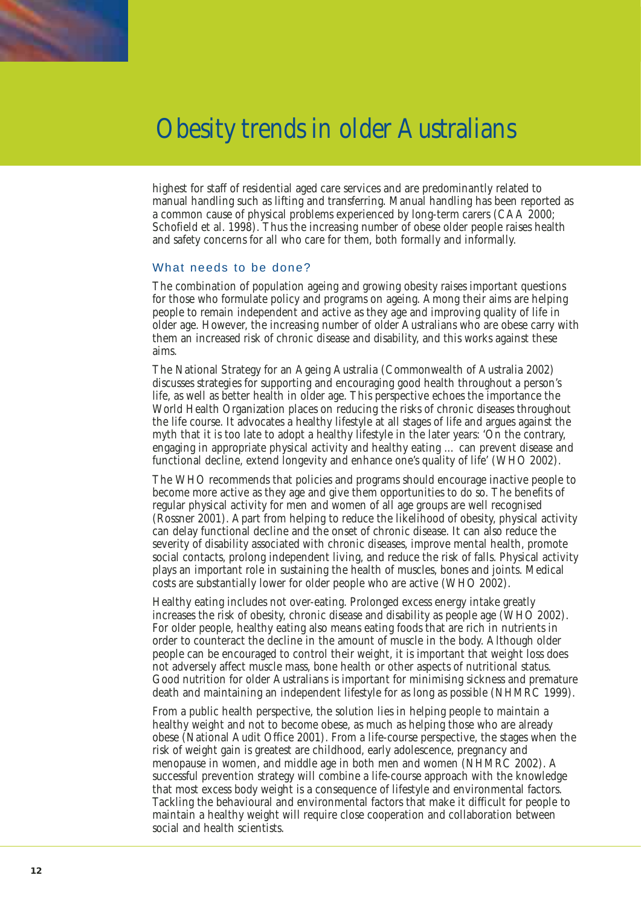highest for staff of residential aged care services and are predominantly related to manual handling such as lifting and transferring. Manual handling has been reported as a common cause of physical problems experienced by long-term carers (CAA 2000; Schofield et al. 1998). Thus the increasing number of obese older people raises health and safety concerns for all who care for them, both formally and informally.

## What needs to be done?

The combination of population ageing and growing obesity raises important questions for those who formulate policy and programs on ageing. Among their aims are helping people to remain independent and active as they age and improving quality of life in older age. However, the increasing number of older Australians who are obese carry with them an increased risk of chronic disease and disability, and this works against these aims.

The National Strategy for an Ageing Australia (Commonwealth of Australia 2002) discusses strategies for supporting and encouraging good health throughout a person's life, as well as better health in older age. This perspective echoes the importance the World Health Organization places on reducing the risks of chronic diseases throughout the life course. It advocates a healthy lifestyle at all stages of life and argues against the myth that it is too late to adopt a healthy lifestyle in the later years: 'On the contrary, engaging in appropriate physical activity and healthy eating … can prevent disease and functional decline, extend longevity and enhance one's quality of life' (WHO 2002).

The WHO recommends that policies and programs should encourage inactive people to become more active as they age and give them opportunities to do so. The benefits of regular physical activity for men and women of all age groups are well recognised (Rossner 2001). Apart from helping to reduce the likelihood of obesity, physical activity can delay functional decline and the onset of chronic disease. It can also reduce the severity of disability associated with chronic diseases, improve mental health, promote social contacts, prolong independent living, and reduce the risk of falls. Physical activity plays an important role in sustaining the health of muscles, bones and joints. Medical costs are substantially lower for older people who are active (WHO 2002).

Healthy eating includes not over-eating. Prolonged excess energy intake greatly increases the risk of obesity, chronic disease and disability as people age (WHO 2002). For older people, healthy eating also means eating foods that are rich in nutrients in order to counteract the decline in the amount of muscle in the body. Although older people can be encouraged to control their weight, it is important that weight loss does not adversely affect muscle mass, bone health or other aspects of nutritional status. Good nutrition for older Australians is important for minimising sickness and premature death and maintaining an independent lifestyle for as long as possible (NHMRC 1999).

From a public health perspective, the solution lies in helping people to maintain a healthy weight and not to become obese, as much as helping those who are already obese (National Audit Office 2001). From a life-course perspective, the stages when the risk of weight gain is greatest are childhood, early adolescence, pregnancy and menopause in women, and middle age in both men and women (NHMRC 2002). A successful prevention strategy will combine a life-course approach with the knowledge that most excess body weight is a consequence of lifestyle and environmental factors. Tackling the behavioural and environmental factors that make it difficult for people to maintain a healthy weight will require close cooperation and collaboration between social and health scientists.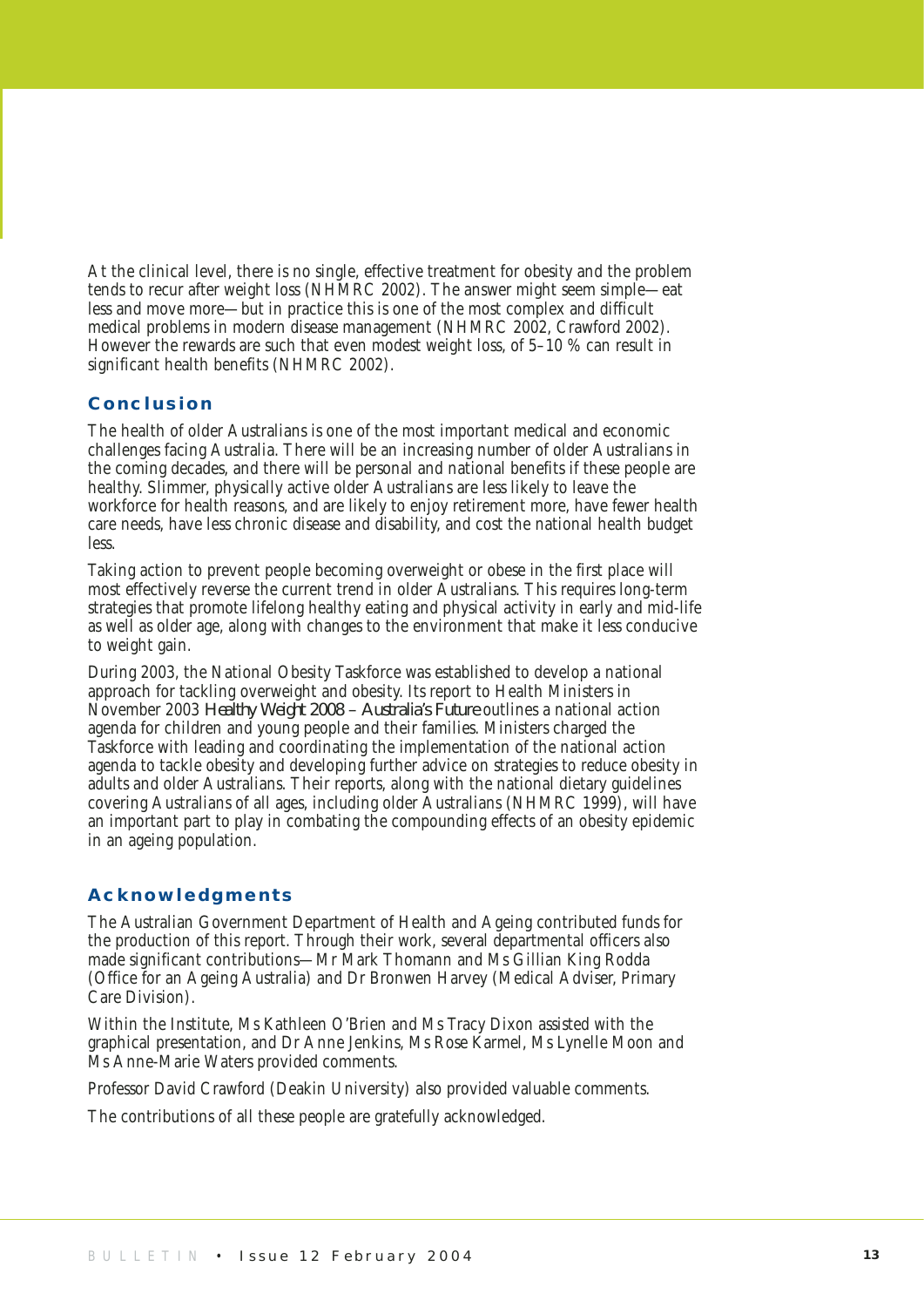At the clinical level, there is no single, effective treatment for obesity and the problem tends to recur after weight loss (NHMRC 2002). The answer might seem simple—eat less and move more—but in practice this is one of the most complex and difficult medical problems in modern disease management (NHMRC 2002, Crawford 2002). However the rewards are such that even modest weight loss, of 5–10 % can result in significant health benefits (NHMRC 2002).

## Conclusion

The health of older Australians is one of the most important medical and economic challenges facing Australia. There will be an increasing number of older Australians in the coming decades, and there will be personal and national benefits if these people are healthy. Slimmer, physically active older Australians are less likely to leave the workforce for health reasons, and are likely to enjoy retirement more, have fewer health care needs, have less chronic disease and disability, and cost the national health budget less.

Taking action to prevent people becoming overweight or obese in the first place will most effectively reverse the current trend in older Australians. This requires long-term strategies that promote lifelong healthy eating and physical activity in early and mid-life as well as older age, along with changes to the environment that make it less conducive to weight gain.

During 2003, the National Obesity Taskforce was established to develop a national approach for tackling overweight and obesity. Its report to Health Ministers in November 2003 *Healthy Weight 2008 – Australia's Future* outlines a national action agenda for children and young people and their families. Ministers charged the Taskforce with leading and coordinating the implementation of the national action agenda to tackle obesity and developing further advice on strategies to reduce obesity in adults and older Australians. Their reports, along with the national dietary guidelines covering Australians of all ages, including older Australians (NHMRC 1999), will have an important part to play in combating the compounding effects of an obesity epidemic in an ageing population.

## Acknowledgments

The Australian Government Department of Health and Ageing contributed funds for the production of this report. Through their work, several departmental officers also made significant contributions—Mr Mark Thomann and Ms Gillian King Rodda (Office for an Ageing Australia) and Dr Bronwen Harvey (Medical Adviser, Primary Care Division).

Within the Institute, Ms Kathleen O'Brien and Ms Tracy Dixon assisted with the graphical presentation, and Dr Anne Jenkins, Ms Rose Karmel, Ms Lynelle Moon and Ms Anne-Marie Waters provided comments.

Professor David Crawford (Deakin University) also provided valuable comments.

The contributions of all these people are gratefully acknowledged.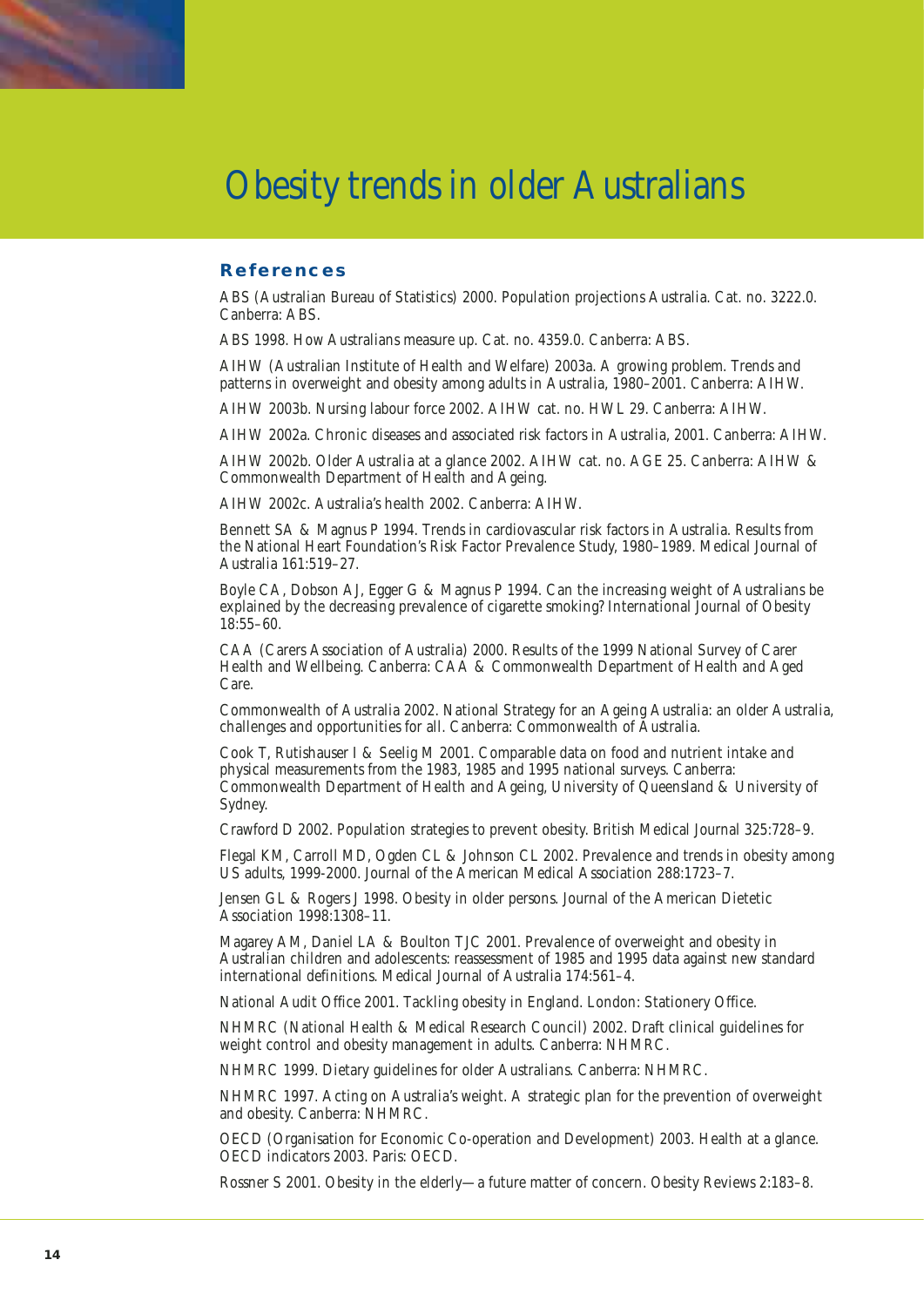# Obesity trends in older Australians

## References

ABS (Australian Bureau of Statistics) 2000. Population projections Australia. Cat. no. 3222.0. Canberra: ABS.

ABS 1998. How Australians measure up. Cat. no. 4359.0. Canberra: ABS.

AIHW (Australian Institute of Health and Welfare) 2003a. A growing problem. Trends and patterns in overweight and obesity among adults in Australia, 1980–2001. Canberra: AIHW.

AIHW 2003b. Nursing labour force 2002. AIHW cat. no. HWL 29. Canberra: AIHW.

AIHW 2002a. Chronic diseases and associated risk factors in Australia, 2001. Canberra: AIHW.

AIHW 2002b. Older Australia at a glance 2002. AIHW cat. no. AGE 25. Canberra: AIHW & Commonwealth Department of Health and Ageing.

AIHW 2002c. Australia's health 2002. Canberra: AIHW.

Bennett SA & Magnus P 1994. Trends in cardiovascular risk factors in Australia. Results from the National Heart Foundation's Risk Factor Prevalence Study, 1980–1989. Medical Journal of Australia 161:519–27.

Boyle CA, Dobson AJ, Egger G & Magnus P 1994. Can the increasing weight of Australians be explained by the decreasing prevalence of cigarette smoking? International Journal of Obesity 18:55–60.

CAA (Carers Association of Australia) 2000. Results of the 1999 National Survey of Carer Health and Wellbeing. Canberra: CAA & Commonwealth Department of Health and Aged Care.

Commonwealth of Australia 2002. National Strategy for an Ageing Australia: an older Australia, challenges and opportunities for all. Canberra: Commonwealth of Australia.

Cook T, Rutishauser I & Seelig M 2001. Comparable data on food and nutrient intake and physical measurements from the 1983, 1985 and 1995 national surveys. Canberra: Commonwealth Department of Health and Ageing, University of Queensland & University of Sydney.

Crawford D 2002. Population strategies to prevent obesity. British Medical Journal 325:728–9.

Flegal KM, Carroll MD, Ogden CL & Johnson CL 2002. Prevalence and trends in obesity among US adults, 1999-2000. Journal of the American Medical Association 288:1723–7.

Jensen GL & Rogers J 1998. Obesity in older persons. Journal of the American Dietetic Association 1998:1308–11.

Magarey AM, Daniel LA & Boulton TJC 2001. Prevalence of overweight and obesity in Australian children and adolescents: reassessment of 1985 and 1995 data against new standard international definitions. Medical Journal of Australia 174:561–4.

National Audit Office 2001. Tackling obesity in England. London: Stationery Office.

NHMRC (National Health & Medical Research Council) 2002. Draft clinical guidelines for weight control and obesity management in adults. Canberra: NHMRC.

NHMRC 1999. Dietary guidelines for older Australians. Canberra: NHMRC.

NHMRC 1997. Acting on Australia's weight. A strategic plan for the prevention of overweight and obesity. Canberra: NHMRC.

OECD (Organisation for Economic Co-operation and Development) 2003. Health at a glance. OECD indicators 2003. Paris: OECD.

Rossner S 2001. Obesity in the elderly—a future matter of concern. Obesity Reviews 2:183–8.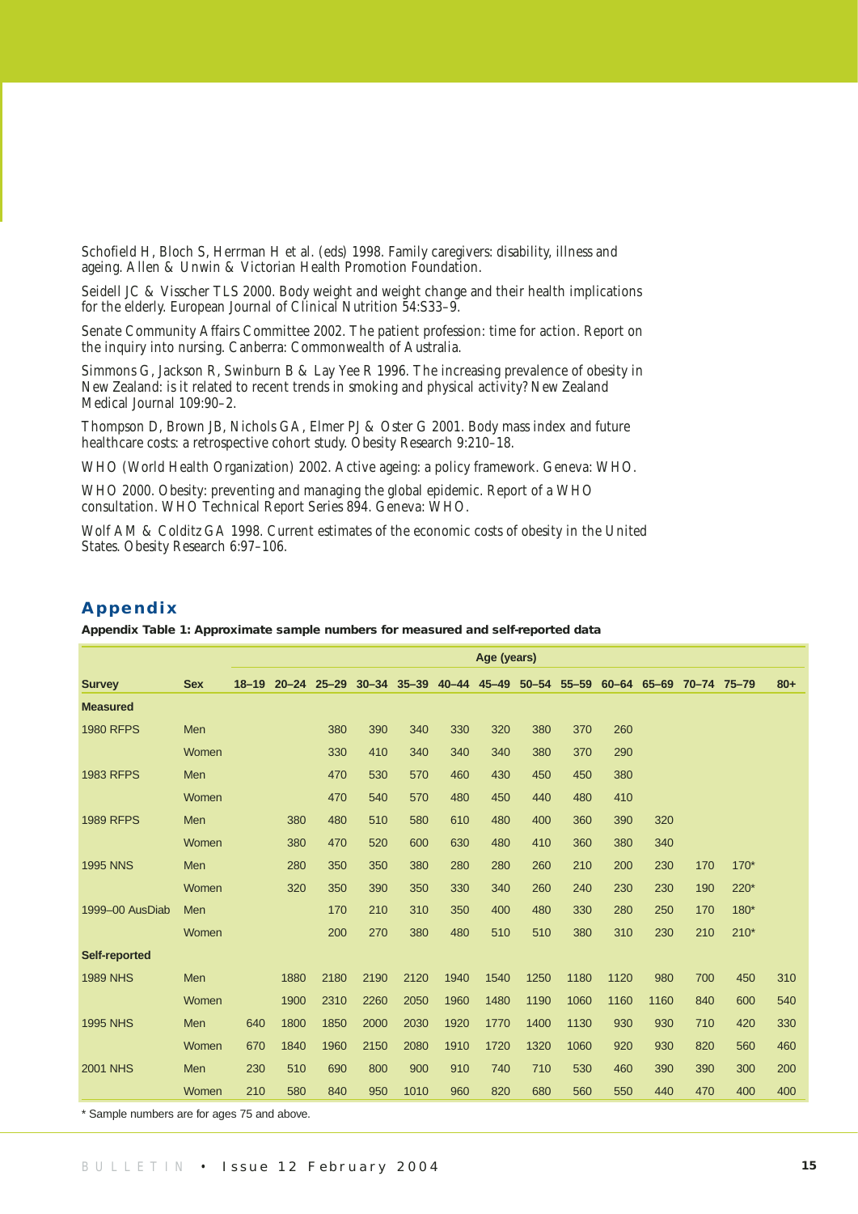Schofield H, Bloch S, Herrman H et al. (eds) 1998. Family caregivers: disability, illness and ageing. Allen & Unwin & Victorian Health Promotion Foundation.

Seidell JC & Visscher TLS 2000. Body weight and weight change and their health implications for the elderly. European Journal of Clinical Nutrition 54:S33–9.

Senate Community Affairs Committee 2002. The patient profession: time for action. Report on the inquiry into nursing. Canberra: Commonwealth of Australia.

Simmons G, Jackson R, Swinburn B & Lay Yee R 1996. The increasing prevalence of obesity in New Zealand: is it related to recent trends in smoking and physical activity? New Zealand Medical Journal 109:90–2.

Thompson D, Brown JB, Nichols GA, Elmer PJ & Oster G 2001. Body mass index and future healthcare costs: a retrospective cohort study. Obesity Research 9:210–18.

WHO (World Health Organization) 2002. Active ageing: a policy framework. Geneva: WHO.

WHO 2000. Obesity: preventing and managing the global epidemic. Report of a WHO consultation. WHO Technical Report Series 894. Geneva: WHO.

Wolf AM & Colditz GA 1998. Current estimates of the economic costs of obesity in the United States. Obesity Research 6:97–106.

## Appendix

**Appendix Table 1: Approximate sample numbers for measured and self-reported data**

| | | Age (years) | | | | | | | | | | | | | |
|---|---|---|---|---|---|---|---|---|---|---|---|---|---|---|---|
| **Survey** | **Sex** | **18–19** | **20–24** | **25–29** | **30–34** | **35–39** | **40–44** | **45–49** | **50–54** | **55–59** | **60–64** | **65–69** | **70–74** | **75–79** | **80+** |
| **Measured** | | | | | | | | | | | | | | | |
| 1980 RFPS | Men | | | 380 | 390 | 340 | 330 | 320 | 380 | 370 | 260 | | | | |
| | Women | | | 330 | 410 | 340 | 340 | 340 | 380 | 370 | 290 | | | | |
| 1983 RFPS | Men | | | 470 | 530 | 570 | 460 | 430 | 450 | 450 | 380 | | | | |
| | Women | | | 470 | 540 | 570 | 480 | 450 | 440 | 480 | 410 | | | | |
| 1989 RFPS | Men | | 380 | 480 | 510 | 580 | 610 | 480 | 400 | 360 | 390 | 320 | | | |
| | Women | | 380 | 470 | 520 | 600 | 630 | 480 | 410 | 360 | 380 | 340 | | | |
| 1995 NNS | Men | | 280 | 350 | 350 | 380 | 280 | 280 | 260 | 210 | 200 | 230 | 170 | 170* | |
| | Women | | 320 | 350 | 390 | 350 | 330 | 340 | 260 | 240 | 230 | 230 | 190 | 220* | |
| 1999–00 AusDiab | Men | | | 170 | 210 | 310 | 350 | 400 | 480 | 330 | 280 | 250 | 170 | 180* | |
| | Women | | | 200 | 270 | 380 | 480 | 510 | 510 | 380 | 310 | 230 | 210 | 210* | |
| **Self-reported** | | | | | | | | | | | | | | | |
| 1989 NHS | Men | | 1880 | 2180 | 2190 | 2120 | 1940 | 1540 | 1250 | 1180 | 1120 | 980 | 700 | 450 | 310 |
| | Women | | 1900 | 2310 | 2260 | 2050 | 1960 | 1480 | 1190 | 1060 | 1160 | 1160 | 840 | 600 | 540 |
| 1995 NHS | Men | 640 | 1800 | 1850 | 2000 | 2030 | 1920 | 1770 | 1400 | 1130 | 930 | 930 | 710 | 420 | 330 |
| | Women | 670 | 1840 | 1960 | 2150 | 2080 | 1910 | 1720 | 1320 | 1060 | 920 | 930 | 820 | 560 | 460 |
| 2001 NHS | Men | 230 | 510 | 690 | 800 | 900 | 910 | 740 | 710 | 530 | 460 | 390 | 390 | 300 | 200 |
| | Women | 210 | 580 | 840 | 950 | 1010 | 960 | 820 | 680 | 560 | 550 | 440 | 470 | 400 | 400 |

* Sample numbers are for ages 75 and above.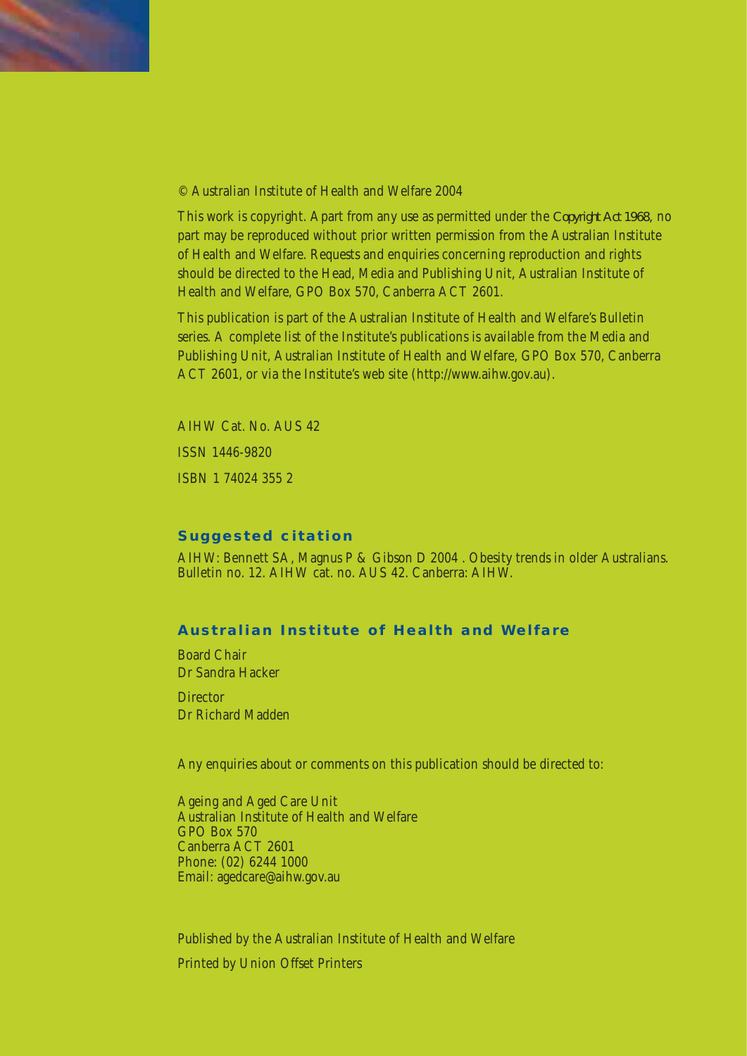© Australian Institute of Health and Welfare 2004

This work is copyright. Apart from any use as permitted under the *Copyright Act 1968*, no part may be reproduced without prior written permission from the Australian Institute of Health and Welfare. Requests and enquiries concerning reproduction and rights should be directed to the Head, Media and Publishing Unit, Australian Institute of Health and Welfare, GPO Box 570, Canberra ACT 2601.

This publication is part of the Australian Institute of Health and Welfare's Bulletin series. A complete list of the Institute's publications is available from the Media and Publishing Unit, Australian Institute of Health and Welfare, GPO Box 570, Canberra ACT 2601, or via the Institute's web site (http://www.aihw.gov.au).

AIHW Cat. No. AUS 42

ISSN 1446-9820

ISBN 1 74024 355 2

## Suggested citation

AIHW: Bennett SA, Magnus P & Gibson D 2004 . Obesity trends in older Australians. Bulletin no. 12. AIHW cat. no. AUS 42. Canberra: AIHW.

## Australian Institute of Health and Welfare

Board Chair
Dr Sandra Hacker

Director
Dr Richard Madden

Any enquiries about or comments on this publication should be directed to:

Ageing and Aged Care Unit
Australian Institute of Health and Welfare
GPO Box 570
Canberra ACT 2601
Phone: (02) 6244 1000
Email: agedcare@aihw.gov.au

Published by the Australian Institute of Health and Welfare

Printed by Union Offset Printers